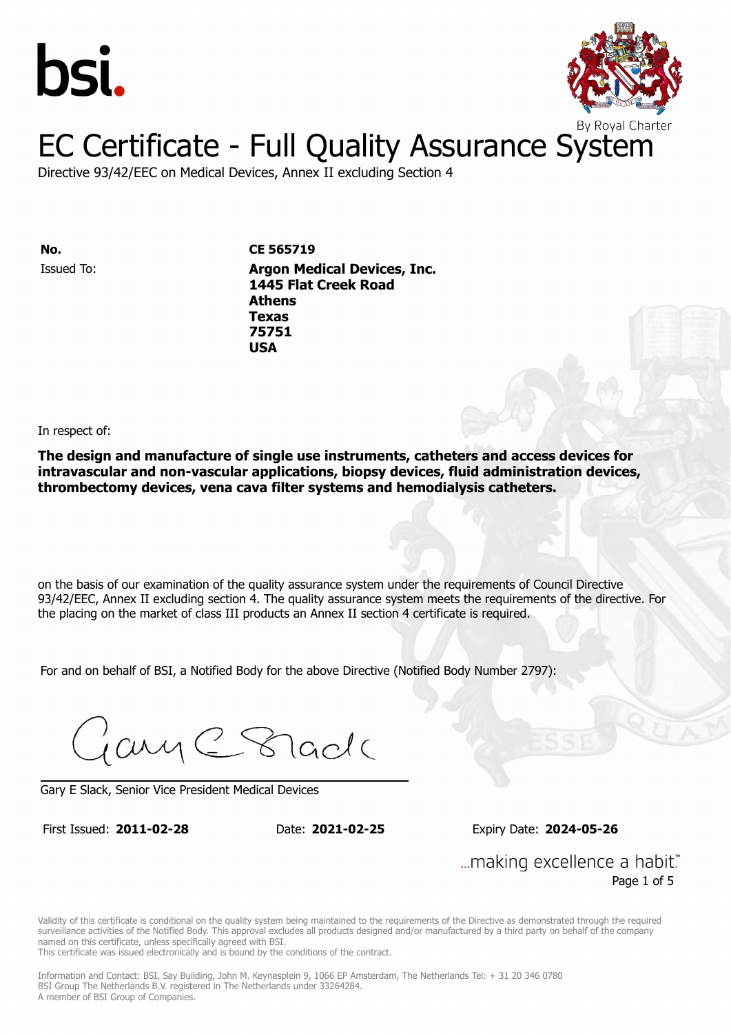bsi.

By Royal Charter

# EC Certificate - Full Quality Assurance System

Directive 93/42/EEC on Medical Devices, Annex II excluding Section 4

**No.** **CE 565719**

Issued To: **Argon Medical Devices, Inc.**
**1445 Flat Creek Road**
**Athens**
**Texas**
**75751**
**USA**

In respect of:

**The design and manufacture of single use instruments, catheters and access devices for intravascular and non-vascular applications, biopsy devices, fluid administration devices, thrombectomy devices, vena cava filter systems and hemodialysis catheters.**

on the basis of our examination of the quality assurance system under the requirements of Council Directive 93/42/EEC, Annex II excluding section 4. The quality assurance system meets the requirements of the directive. For the placing on the market of class III products an Annex II section 4 certificate is required.

For and on behalf of BSI, a Notified Body for the above Directive (Notified Body Number 2797):

Gary E Slack, Senior Vice President Medical Devices

First Issued: **2011-02-28** Date: **2021-02-25** Expiry Date: **2024-05-26**

...making excellence a habit.™

Validity of this certificate is conditional on the quality system being maintained to the requirements of the Directive as demonstrated through the required surveillance activities of the Notified Body. This approval excludes all products designed and/or manufactured by a third party on behalf of the company named on this certificate, unless specifically agreed with BSI.
This certificate was issued electronically and is bound by the conditions of the contract.

Information and Contact: BSI, Say Building, John M. Keynesplein 9, 1066 EP Amsterdam, The Netherlands Tel: + 31 20 346 0780
BSI Group The Netherlands B.V. registered in The Netherlands under 33264284.
A member of BSI Group of Companies.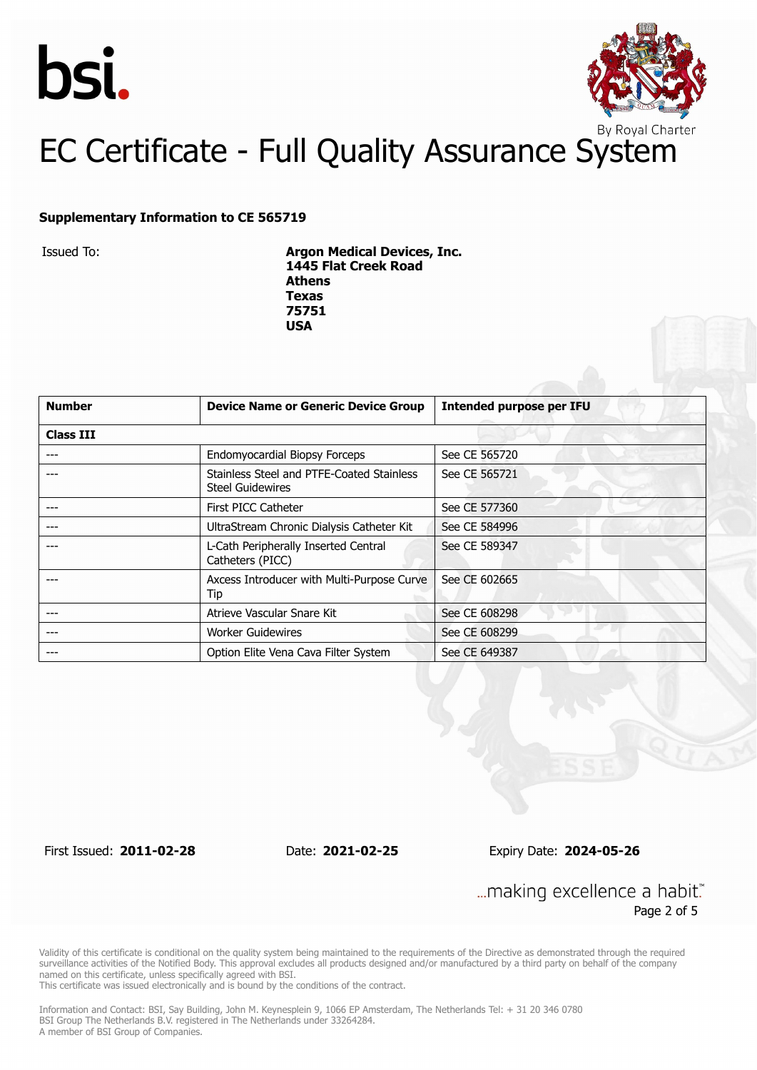# EC Certificate - Full Quality Assurance System

**Supplementary Information to CE 565719**

Issued To:

**Argon Medical Devices, Inc.**
**1445 Flat Creek Road**
**Athens**
**Texas**
**75751**
**USA**

| Number | Device Name or Generic Device Group | Intended purpose per IFU |
|---|---|---|
| **Class III** | | |
| --- | Endomyocardial Biopsy Forceps | See CE 565720 |
| --- | Stainless Steel and PTFE-Coated Stainless Steel Guidewires | See CE 565721 |
| --- | First PICC Catheter | See CE 577360 |
| --- | UltraStream Chronic Dialysis Catheter Kit | See CE 584996 |
| --- | L-Cath Peripherally Inserted Central Catheters (PICC) | See CE 589347 |
| --- | Axcess Introducer with Multi-Purpose Curve Tip | See CE 602665 |
| --- | Atrieve Vascular Snare Kit | See CE 608298 |
| --- | Worker Guidewires | See CE 608299 |
| --- | Option Elite Vena Cava Filter System | See CE 649387 |

First Issued: **2011-02-28** Date: **2021-02-25** Expiry Date: **2024-05-26**

...making excellence a habit.™

Validity of this certificate is conditional on the quality system being maintained to the requirements of the Directive as demonstrated through the required surveillance activities of the Notified Body. This approval excludes all products designed and/or manufactured by a third party on behalf of the company named on this certificate, unless specifically agreed with BSI.
This certificate was issued electronically and is bound by the conditions of the contract.

Information and Contact: BSI, Say Building, John M. Keynesplein 9, 1066 EP Amsterdam, The Netherlands Tel: + 31 20 346 0780
BSI Group The Netherlands B.V. registered in The Netherlands under 33264284.
A member of BSI Group of Companies.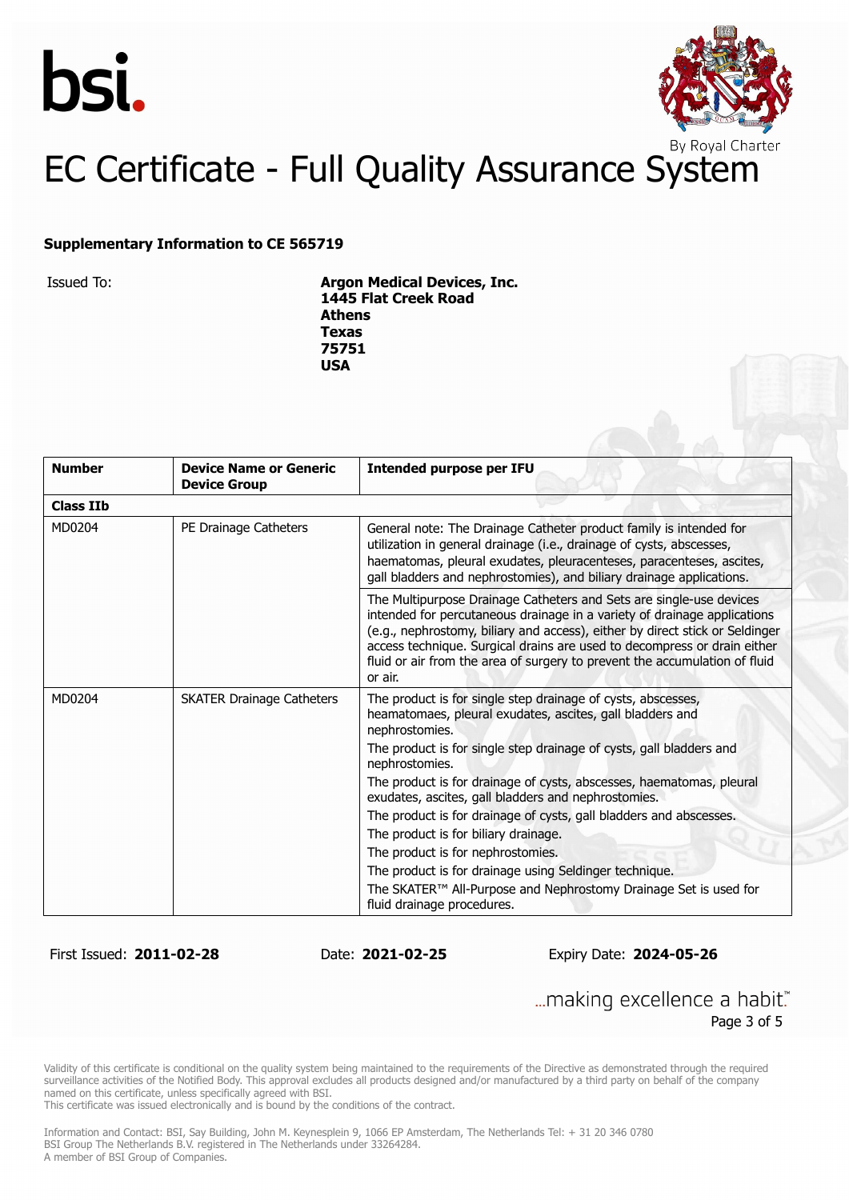# EC Certificate - Full Quality Assurance System

**Supplementary Information to CE 565719**

Issued To: **Argon Medical Devices, Inc.**
**1445 Flat Creek Road**
**Athens**
**Texas**
**75751**
**USA**

| Number | Device Name or Generic Device Group | Intended purpose per IFU |
|---|---|---|
| **Class IIb** | | |
| MD0204 | PE Drainage Catheters | General note: The Drainage Catheter product family is intended for utilization in general drainage (i.e., drainage of cysts, abscesses, haematomas, pleural exudates, pleuracenteses, paracenteses, ascites, gall bladders and nephrostomies), and biliary drainage applications.<br><br>The Multipurpose Drainage Catheters and Sets are single-use devices intended for percutaneous drainage in a variety of drainage applications (e.g., nephrostomy, biliary and access), either by direct stick or Seldinger access technique. Surgical drains are used to decompress or drain either fluid or air from the area of surgery to prevent the accumulation of fluid or air. |
| MD0204 | SKATER Drainage Catheters | The product is for single step drainage of cysts, abscesses, heamatomaes, pleural exudates, ascites, gall bladders and nephrostomies.<br>The product is for single step drainage of cysts, gall bladders and nephrostomies.<br>The product is for drainage of cysts, abscesses, haematomas, pleural exudates, ascites, gall bladders and nephrostomies.<br>The product is for drainage of cysts, gall bladders and abscesses.<br>The product is for biliary drainage.<br>The product is for nephrostomies.<br>The product is for drainage using Seldinger technique.<br>The SKATER™ All-Purpose and Nephrostomy Drainage Set is used for fluid drainage procedures. |

First Issued: **2011-02-28** Date: **2021-02-25** Expiry Date: **2024-05-26**

Validity of this certificate is conditional on the quality system being maintained to the requirements of the Directive as demonstrated through the required surveillance activities of the Notified Body. This approval excludes all products designed and/or manufactured by a third party on behalf of the company named on this certificate, unless specifically agreed with BSI.
This certificate was issued electronically and is bound by the conditions of the contract.

Information and Contact: BSI, Say Building, John M. Keynesplein 9, 1066 EP Amsterdam, The Netherlands Tel: + 31 20 346 0780
BSI Group The Netherlands B.V. registered in The Netherlands under 33264284.
A member of BSI Group of Companies.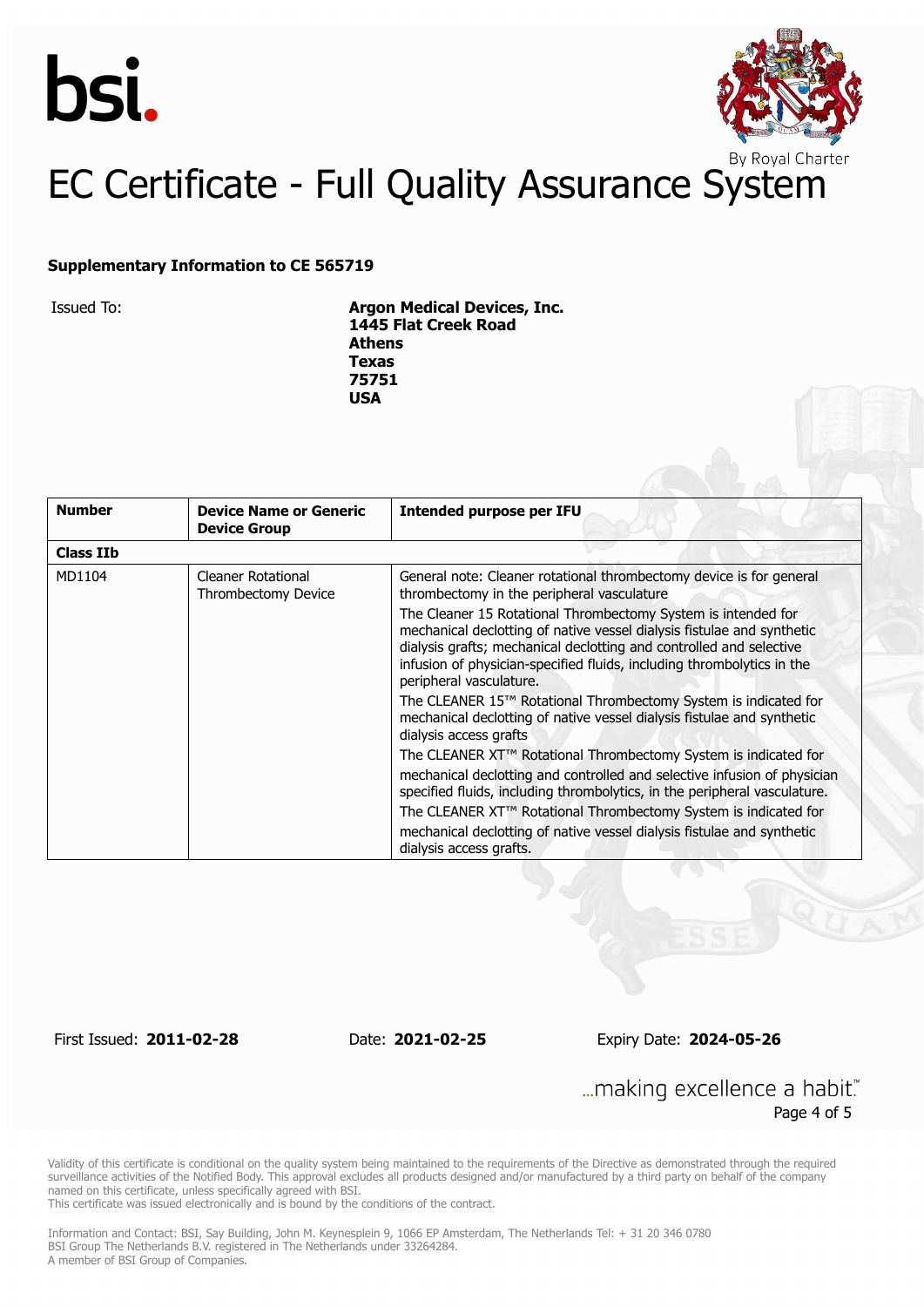bsi.

By Royal Charter

# EC Certificate - Full Quality Assurance System

**Supplementary Information to CE 565719**

Issued To: **Argon Medical Devices, Inc.**
**1445 Flat Creek Road**
**Athens**
**Texas**
**75751**
**USA**

| **Number** | **Device Name or Generic Device Group** | **Intended purpose per IFU** |
|---|---|---|
| **Class IIb** | | |
| MD1104 | Cleaner Rotational Thrombectomy Device | General note: Cleaner rotational thrombectomy device is for general thrombectomy in the peripheral vasculature<br>The Cleaner 15 Rotational Thrombectomy System is intended for mechanical declotting of native vessel dialysis fistulae and synthetic dialysis grafts; mechanical declotting and controlled and selective infusion of physician-specified fluids, including thrombolytics in the peripheral vasculature.<br>The CLEANER 15™ Rotational Thrombectomy System is indicated for mechanical declotting of native vessel dialysis fistulae and synthetic dialysis access grafts<br>The CLEANER XT™ Rotational Thrombectomy System is indicated for mechanical declotting and controlled and selective infusion of physician specified fluids, including thrombolytics, in the peripheral vasculature.<br>The CLEANER XT™ Rotational Thrombectomy System is indicated for mechanical declotting of native vessel dialysis fistulae and synthetic dialysis access grafts. |

First Issued: **2011-02-28** Date: **2021-02-25** Expiry Date: **2024-05-26**

...making excellence a habit.™

Validity of this certificate is conditional on the quality system being maintained to the requirements of the Directive as demonstrated through the required surveillance activities of the Notified Body. This approval excludes all products designed and/or manufactured by a third party on behalf of the company named on this certificate, unless specifically agreed with BSI.
This certificate was issued electronically and is bound by the conditions of the contract.

Information and Contact: BSI, Say Building, John M. Keynesplein 9, 1066 EP Amsterdam, The Netherlands Tel: + 31 20 346 0780
BSI Group The Netherlands B.V. registered in The Netherlands under 33264284.
A member of BSI Group of Companies.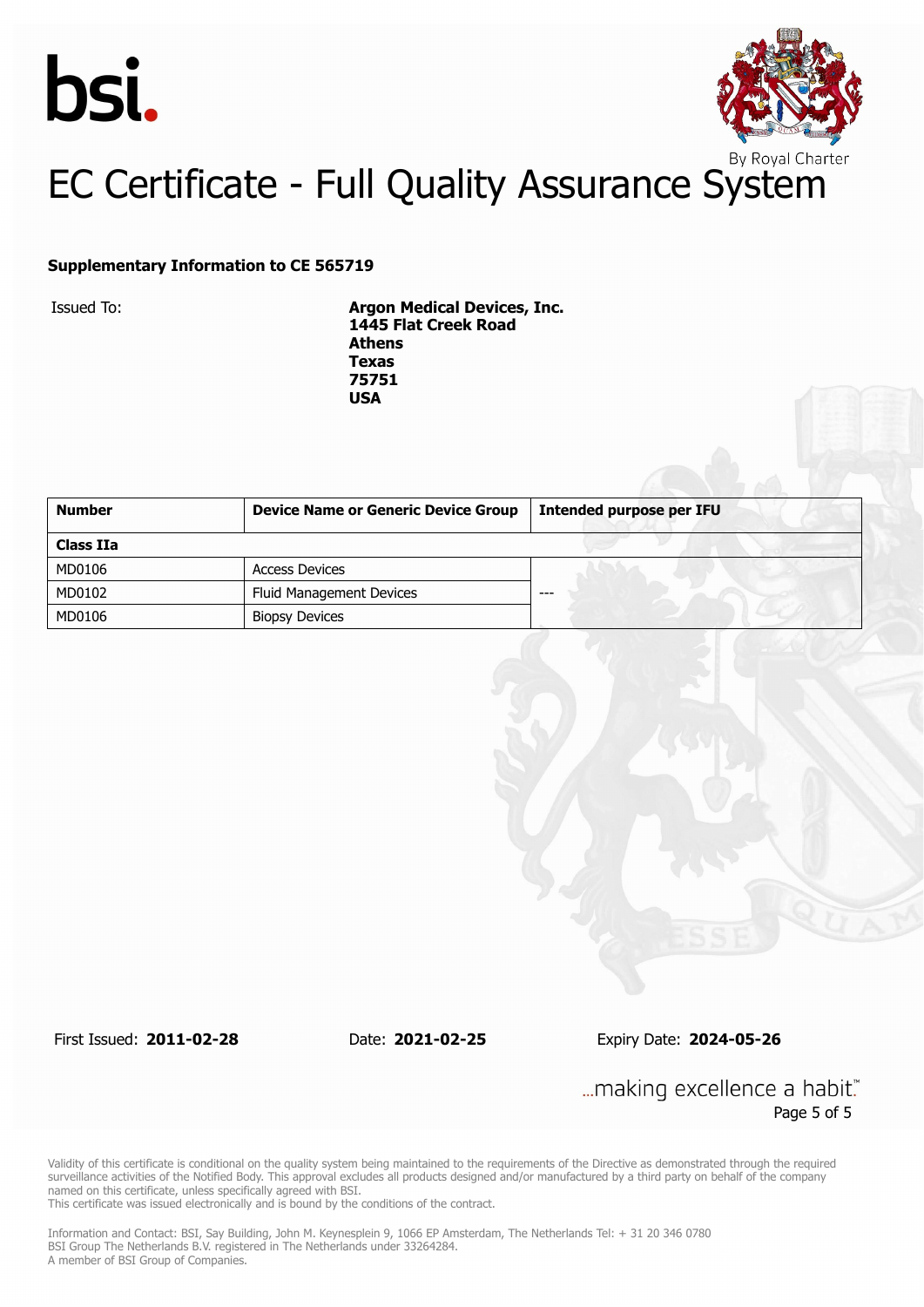bsi.

By Royal Charter

# EC Certificate - Full Quality Assurance System

**Supplementary Information to CE 565719**

Issued To: **Argon Medical Devices, Inc.**
**1445 Flat Creek Road**
**Athens**
**Texas**
**75751**
**USA**

| Number | Device Name or Generic Device Group | Intended purpose per IFU |
|---|---|---|
| **Class IIa** | | |
| MD0106 | Access Devices | --- |
| MD0102 | Fluid Management Devices | |
| MD0106 | Biopsy Devices | |

First Issued: **2011-02-28** Date: **2021-02-25** Expiry Date: **2024-05-26**

...making excellence a habit.™

Validity of this certificate is conditional on the quality system being maintained to the requirements of the Directive as demonstrated through the required surveillance activities of the Notified Body. This approval excludes all products designed and/or manufactured by a third party on behalf of the company named on this certificate, unless specifically agreed with BSI.
This certificate was issued electronically and is bound by the conditions of the contract.

Information and Contact: BSI, Say Building, John M. Keynesplein 9, 1066 EP Amsterdam, The Netherlands Tel: + 31 20 346 0780
BSI Group The Netherlands B.V. registered in The Netherlands under 33264284.
A member of BSI Group of Companies.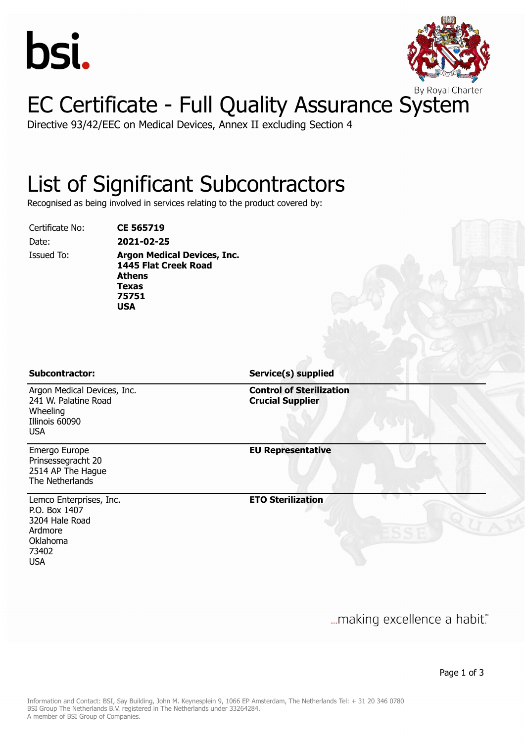bsi.

By Royal Charter

# EC Certificate - Full Quality Assurance System

Directive 93/42/EEC on Medical Devices, Annex II excluding Section 4

## List of Significant Subcontractors

Recognised as being involved in services relating to the product covered by:

| | |
|---|---|
| Certificate No: | **CE 565719** |
| Date: | **2021-02-25** |
| Issued To: | **Argon Medical Devices, Inc.**<br>**1445 Flat Creek Road**<br>**Athens**<br>**Texas**<br>**75751**<br>**USA** |

| **Subcontractor:** | **Service(s) supplied** |
|---|---|
| Argon Medical Devices, Inc.<br>241 W. Palatine Road<br>Wheeling<br>Illinois 60090<br>USA | **Control of Sterilization**<br>**Crucial Supplier** |
| Emergo Europe<br>Prinsessegracht 20<br>2514 AP The Hague<br>The Netherlands | **EU Representative** |
| Lemco Enterprises, Inc.<br>P.O. Box 1407<br>3204 Hale Road<br>Ardmore<br>Oklahoma<br>73402<br>USA | **ETO Sterilization** |

...making excellence a habit.™

Information and Contact: BSI, Say Building, John M. Keynesplein 9, 1066 EP Amsterdam, The Netherlands Tel: + 31 20 346 0780
BSI Group The Netherlands B.V. registered in The Netherlands under 33264284.
A member of BSI Group of Companies.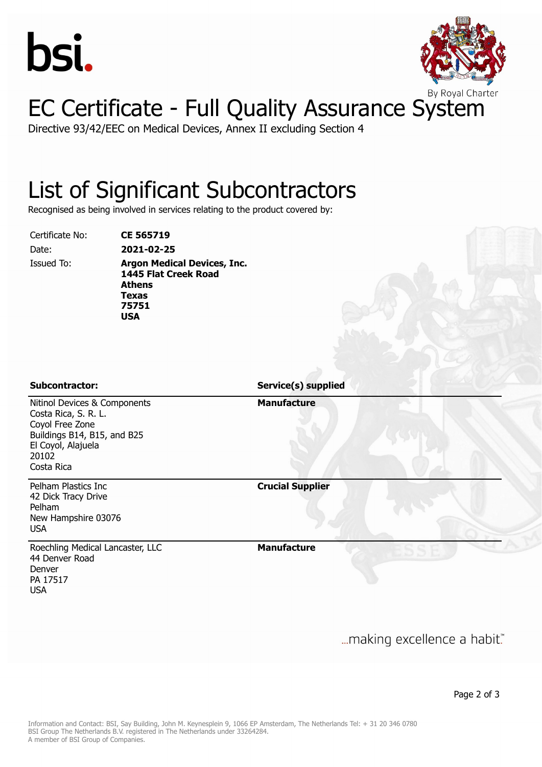bsi.

By Royal Charter

# EC Certificate - Full Quality Assurance System

Directive 93/42/EEC on Medical Devices, Annex II excluding Section 4

## List of Significant Subcontractors

Recognised as being involved in services relating to the product covered by:

| | |
|---|---|
| Certificate No: | **CE 565719** |
| Date: | **2021-02-25** |
| Issued To: | **Argon Medical Devices, Inc.**<br>**1445 Flat Creek Road**<br>**Athens**<br>**Texas**<br>**75751**<br>**USA** |

| **Subcontractor:** | **Service(s) supplied** |
|---|---|
| Nitinol Devices & Components<br>Costa Rica, S. R. L.<br>Coyol Free Zone<br>Buildings B14, B15, and B25<br>El Coyol, Alajuela<br>20102<br>Costa Rica | **Manufacture** |
| Pelham Plastics Inc<br>42 Dick Tracy Drive<br>Pelham<br>New Hampshire 03076<br>USA | **Crucial Supplier** |
| Roechling Medical Lancaster, LLC<br>44 Denver Road<br>Denver<br>PA 17517<br>USA | **Manufacture** |

...making excellence a habit.™

Information and Contact: BSI, Say Building, John M. Keynesplein 9, 1066 EP Amsterdam, The Netherlands Tel: + 31 20 346 0780
BSI Group The Netherlands B.V. registered in The Netherlands under 33264284.
A member of BSI Group of Companies.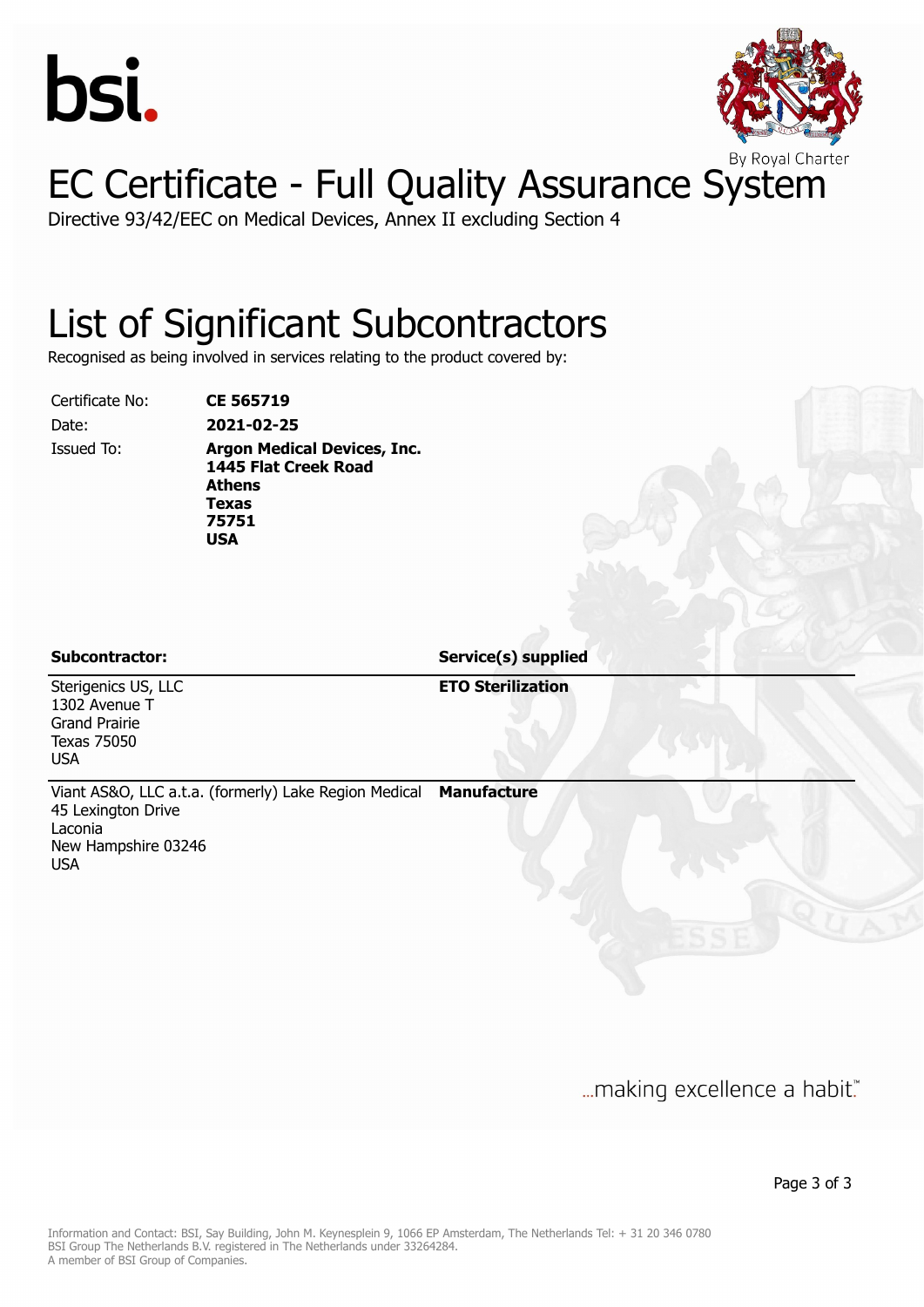# EC Certificate - Full Quality Assurance System

Directive 93/42/EEC on Medical Devices, Annex II excluding Section 4

## List of Significant Subcontractors

Recognised as being involved in services relating to the product covered by:

| | |
|---|---|
| Certificate No: | **CE 565719** |
| Date: | **2021-02-25** |
| Issued To: | **Argon Medical Devices, Inc.**<br>**1445 Flat Creek Road**<br>**Athens**<br>**Texas**<br>**75751**<br>**USA** |

| Subcontractor: | Service(s) supplied |
|---|---|
| Sterigenics US, LLC<br>1302 Avenue T<br>Grand Prairie<br>Texas 75050<br>USA | **ETO Sterilization** |
| Viant AS&O, LLC a.t.a. (formerly) Lake Region Medical<br>45 Lexington Drive<br>Laconia<br>New Hampshire 03246<br>USA | **Manufacture** |

...making excellence a habit.™

Information and Contact: BSI, Say Building, John M. Keynesplein 9, 1066 EP Amsterdam, The Netherlands Tel: + 31 20 346 0780
BSI Group The Netherlands B.V. registered in The Netherlands under 33264284.
A member of BSI Group of Companies.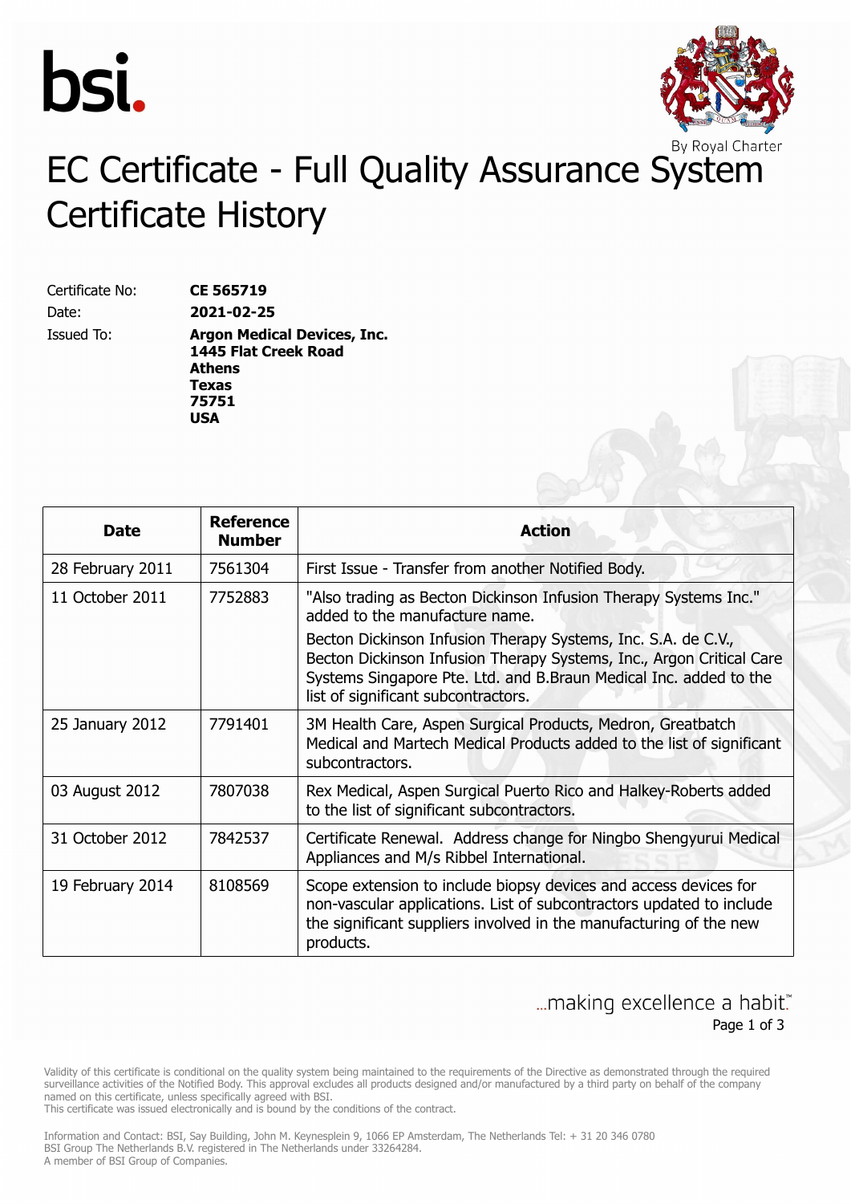# EC Certificate - Full Quality Assurance System Certificate History

Certificate No: **CE 565719**

Date: **2021-02-25**

Issued To: **Argon Medical Devices, Inc.**
**1445 Flat Creek Road**
**Athens**
**Texas**
**75751**
**USA**

| Date | Reference Number | Action |
|---|---|---|
| 28 February 2011 | 7561304 | First Issue - Transfer from another Notified Body. |
| 11 October 2011 | 7752883 | "Also trading as Becton Dickinson Infusion Therapy Systems Inc." added to the manufacture name. Becton Dickinson Infusion Therapy Systems, Inc. S.A. de C.V., Becton Dickinson Infusion Therapy Systems, Inc., Argon Critical Care Systems Singapore Pte. Ltd. and B.Braun Medical Inc. added to the list of significant subcontractors. |
| 25 January 2012 | 7791401 | 3M Health Care, Aspen Surgical Products, Medron, Greatbatch Medical and Martech Medical Products added to the list of significant subcontractors. |
| 03 August 2012 | 7807038 | Rex Medical, Aspen Surgical Puerto Rico and Halkey-Roberts added to the list of significant subcontractors. |
| 31 October 2012 | 7842537 | Certificate Renewal. Address change for Ningbo Shengyurui Medical Appliances and M/s Ribbel International. |
| 19 February 2014 | 8108569 | Scope extension to include biopsy devices and access devices for non-vascular applications. List of subcontractors updated to include the significant suppliers involved in the manufacturing of the new products. |

...making excellence a habit.™

Validity of this certificate is conditional on the quality system being maintained to the requirements of the Directive as demonstrated through the required surveillance activities of the Notified Body. This approval excludes all products designed and/or manufactured by a third party on behalf of the company named on this certificate, unless specifically agreed with BSI.
This certificate was issued electronically and is bound by the conditions of the contract.

Information and Contact: BSI, Say Building, John M. Keynesplein 9, 1066 EP Amsterdam, The Netherlands Tel: + 31 20 346 0780
BSI Group The Netherlands B.V. registered in The Netherlands under 33264284.
A member of BSI Group of Companies.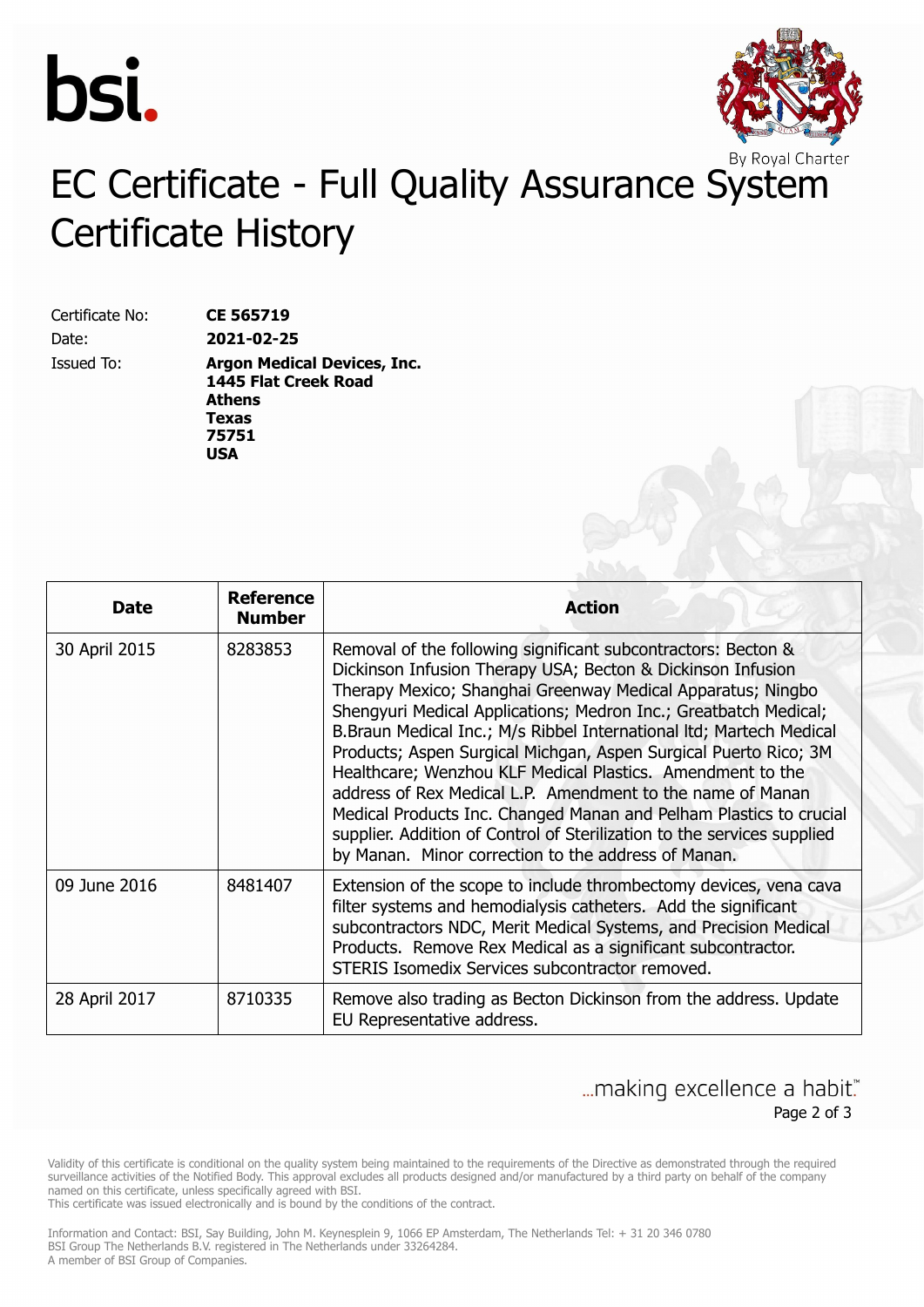# EC Certificate - Full Quality Assurance System Certificate History

Certificate No: **CE 565719**

Date: **2021-02-25**

Issued To: **Argon Medical Devices, Inc.**
**1445 Flat Creek Road**
**Athens**
**Texas**
**75751**
**USA**

| Date | Reference Number | Action |
|---|---|---|
| 30 April 2015 | 8283853 | Removal of the following significant subcontractors: Becton & Dickinson Infusion Therapy USA; Becton & Dickinson Infusion Therapy Mexico; Shanghai Greenway Medical Apparatus; Ningbo Shengyuri Medical Applications; Medron Inc.; Greatbatch Medical; B.Braun Medical Inc.; M/s Ribbel International ltd; Martech Medical Products; Aspen Surgical Michgan, Aspen Surgical Puerto Rico; 3M Healthcare; Wenzhou KLF Medical Plastics. Amendment to the address of Rex Medical L.P. Amendment to the name of Manan Medical Products Inc. Changed Manan and Pelham Plastics to crucial supplier. Addition of Control of Sterilization to the services supplied by Manan. Minor correction to the address of Manan. |
| 09 June 2016 | 8481407 | Extension of the scope to include thrombectomy devices, vena cava filter systems and hemodialysis catheters. Add the significant subcontractors NDC, Merit Medical Systems, and Precision Medical Products. Remove Rex Medical as a significant subcontractor. STERIS Isomedix Services subcontractor removed. |
| 28 April 2017 | 8710335 | Remove also trading as Becton Dickinson from the address. Update EU Representative address. |

...making excellence a habit.™

Validity of this certificate is conditional on the quality system being maintained to the requirements of the Directive as demonstrated through the required surveillance activities of the Notified Body. This approval excludes all products designed and/or manufactured by a third party on behalf of the company named on this certificate, unless specifically agreed with BSI.
This certificate was issued electronically and is bound by the conditions of the contract.

Information and Contact: BSI, Say Building, John M. Keynesplein 9, 1066 EP Amsterdam, The Netherlands Tel: + 31 20 346 0780
BSI Group The Netherlands B.V. registered in The Netherlands under 33264284.
A member of BSI Group of Companies.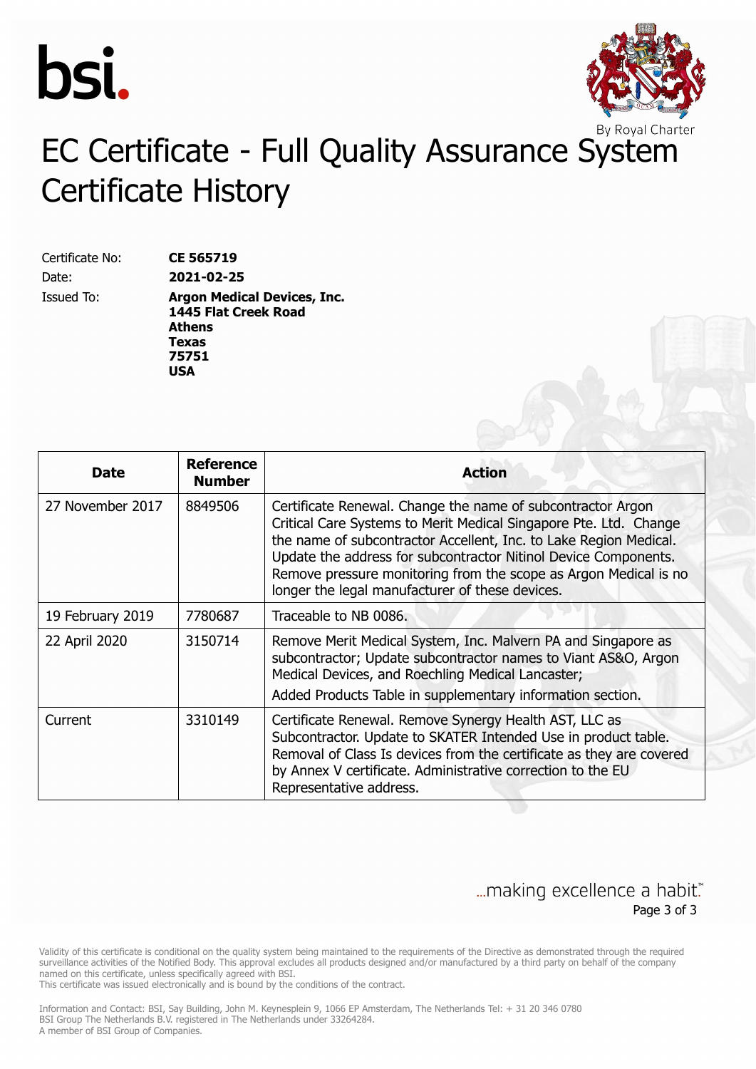# EC Certificate - Full Quality Assurance System Certificate History

Certificate No: **CE 565719**

Date: **2021-02-25**

Issued To: **Argon Medical Devices, Inc.**
**1445 Flat Creek Road**
**Athens**
**Texas**
**75751**
**USA**

| Date | Reference Number | Action |
| --- | --- | --- |
| 27 November 2017 | 8849506 | Certificate Renewal. Change the name of subcontractor Argon Critical Care Systems to Merit Medical Singapore Pte. Ltd. Change the name of subcontractor Accellent, Inc. to Lake Region Medical. Update the address for subcontractor Nitinol Device Components. Remove pressure monitoring from the scope as Argon Medical is no longer the legal manufacturer of these devices. |
| 19 February 2019 | 7780687 | Traceable to NB 0086. |
| 22 April 2020 | 3150714 | Remove Merit Medical System, Inc. Malvern PA and Singapore as subcontractor; Update subcontractor names to Viant AS&O, Argon Medical Devices, and Roechling Medical Lancaster; Added Products Table in supplementary information section. |
| Current | 3310149 | Certificate Renewal. Remove Synergy Health AST, LLC as Subcontractor. Update to SKATER Intended Use in product table. Removal of Class Is devices from the certificate as they are covered by Annex V certificate. Administrative correction to the EU Representative address. |

Validity of this certificate is conditional on the quality system being maintained to the requirements of the Directive as demonstrated through the required surveillance activities of the Notified Body. This approval excludes all products designed and/or manufactured by a third party on behalf of the company named on this certificate, unless specifically agreed with BSI.
This certificate was issued electronically and is bound by the conditions of the contract.

Information and Contact: BSI, Say Building, John M. Keynesplein 9, 1066 EP Amsterdam, The Netherlands Tel: + 31 20 346 0780
BSI Group The Netherlands B.V. registered in The Netherlands under 33264284.
A member of BSI Group of Companies.